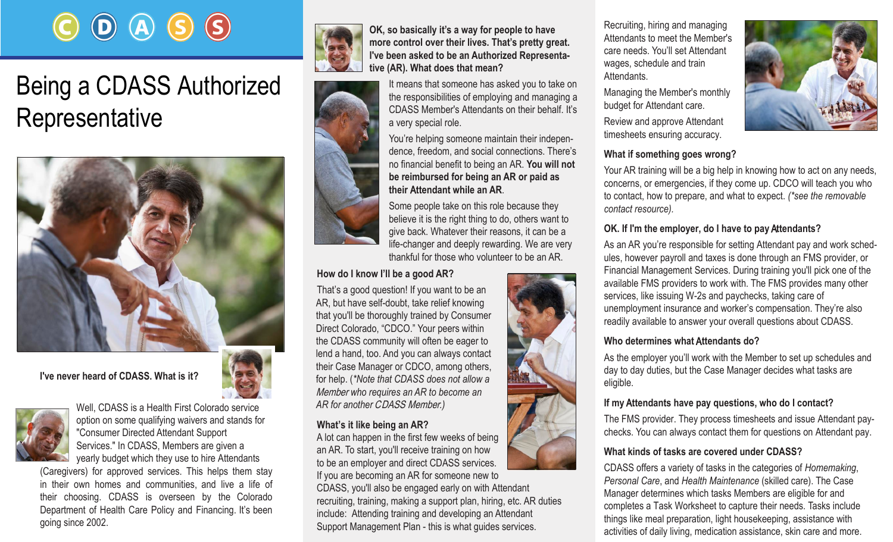C D A S S

# Being a CDASS Authorized Representative

**I've never heard of CDASS. What is it?**

Well, CDASS is a Health First Colorado service option on some qualifying waivers and stands for "Consumer Directed Attendant Support Services." In CDASS, Members are given a yearly budget which they use to hire Attendants (Caregivers) for approved services. This helps them stay in their own homes and communities, and live a life of their choosing. CDASS is overseen by the Colorado Department of Health Care Policy and Financing. It's been going since 2002.

**OK, so basically it's a way for people to have more control over their lives. That's pretty great. I've been asked to be an Authorized Representative (AR). What does that mean?**

It means that someone has asked you to take on the responsibilities of employing and managing a CDASS Member's Attendants on their behalf. It's a very special role.

You're helping someone maintain their independence, freedom, and social connections. There's no financial benefit to being an AR. **You will not be reimbursed for being an AR or paid as their Attendant while an AR**.

Some people take on this role because they believe it is the right thing to do, others want to give back. Whatever their reasons, it can be a life-changer and deeply rewarding. We are very thankful for those who volunteer to be an AR.

**How do I know I'll be a good AR?**

That's a good question! If you want to be an AR, but have self-doubt, take relief knowing that you'll be thoroughly trained by Consumer Direct Colorado, "CDCO." Your peers within the CDASS community will often be eager to lend a hand, too. And you can always contact their Case Manager or CDCO, among others, for help. (*\*Note that CDASS does not allow a Member who requires an AR to become an AR for another CDASS Member.*)

**What's it like being an AR?**

A lot can happen in the first few weeks of being an AR. To start, you'll receive training on how to be an employer and direct CDASS services. If you are becoming an AR for someone new to CDASS, you'll also be engaged early on with Attendant recruiting, training, making a support plan, hiring, etc. AR duties include: Attending training and developing an Attendant Support Management Plan - this is what guides services.

Recruiting, hiring and managing Attendants to meet the Member's care needs. You'll set Attendant wages, schedule and train Attendants.

Managing the Member's monthly budget for Attendant care.

Review and approve Attendant timesheets ensuring accuracy.

**What if something goes wrong?**

Your AR training will be a big help in knowing how to act on any needs, concerns, or emergencies, if they come up. CDCO will teach you who to contact, how to prepare, and what to expect. *(\*see the removable contact resource).*

**OK. If I'm the employer, do I have to pay Attendants?**

As an AR you're responsible for setting Attendant pay and work schedules, however payroll and taxes is done through an FMS provider, or Financial Management Services. During training you'll pick one of the available FMS providers to work with. The FMS provides many other services, like issuing W-2s and paychecks, taking care of unemployment insurance and worker's compensation. They're also readily available to answer your overall questions about CDASS.

**Who determines what Attendants do?**

As the employer you'll work with the Member to set up schedules and day to day duties, but the Case Manager decides what tasks are eligible.

**If my Attendants have pay questions, who do I contact?**

The FMS provider. They process timesheets and issue Attendant paychecks. You can always contact them for questions on Attendant pay.

**What kinds of tasks are covered under CDASS?**

CDASS offers a variety of tasks in the categories of *Homemaking*, *Personal Care*, and *Health Maintenance* (skilled care). The Case Manager determines which tasks Members are eligible for and completes a Task Worksheet to capture their needs. Tasks include things like meal preparation, light housekeeping, assistance with activities of daily living, medication assistance, skin care and more.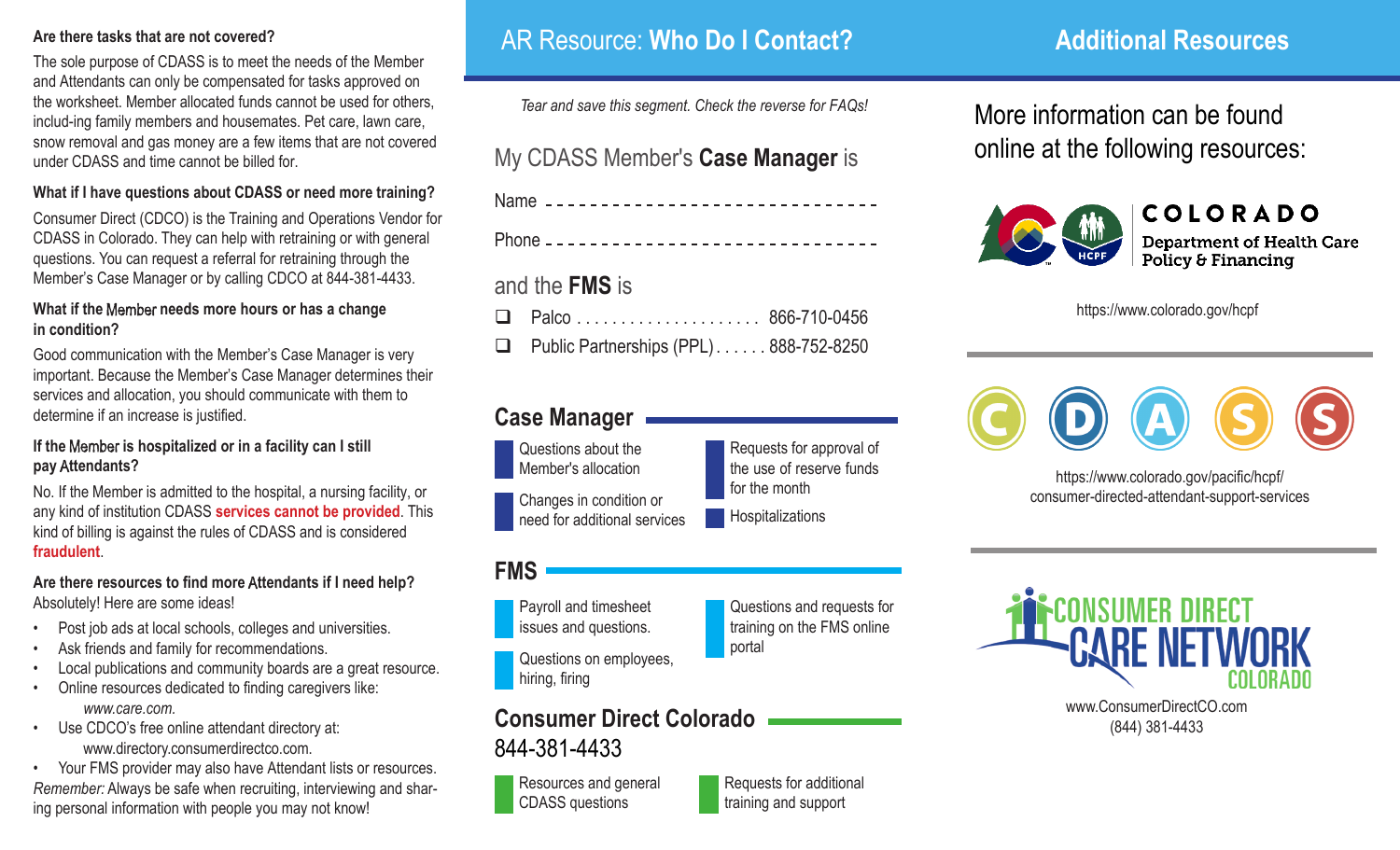**Are there tasks that are not covered?**

The sole purpose of CDASS is to meet the needs of the Member and Attendants can only be compensated for tasks approved on the worksheet. Member allocated funds cannot be used for others, includ-ing family members and housemates. Pet care, lawn care, snow removal and gas money are a few items that are not covered under CDASS and time cannot be billed for.

**What if I have questions about CDASS or need more training?**

Consumer Direct (CDCO) is the Training and Operations Vendor for CDASS in Colorado. They can help with retraining or with general questions. You can request a referral for retraining through the Member's Case Manager or by calling CDCO at 844-381-4433.

**What if the Member needs more hours or has a change in condition?**

Good communication with the Member's Case Manager is very important. Because the Member's Case Manager determines their services and allocation, you should communicate with them to determine if an increase is justified.

**If the Member is hospitalized or in a facility can I still pay Attendants?**

No. If the Member is admitted to the hospital, a nursing facility, or any kind of institution CDASS **services cannot be provided**. This kind of billing is against the rules of CDASS and is considered **fraudulent**.

**Are there resources to find more Attendants if I need help?**
Absolutely! Here are some ideas!

- Post job ads at local schools, colleges and universities.
- Ask friends and family for recommendations.
- Local publications and community boards are a great resource.
- Online resources dedicated to finding caregivers like: *www.care.com.*
- Use CDCO's free online attendant directory at: www.directory.consumerdirectco.com.
- Your FMS provider may also have Attendant lists or resources.

*Remember:* Always be safe when recruiting, interviewing and shar-ing personal information with people you may not know!

## AR Resource: **Who Do I Contact?**

*Tear and save this segment. Check the reverse for FAQs!*

My CDASS Member's **Case Manager** is

Name ------------------------------

Phone ------------------------------

and the **FMS** is

- ❑ Palco . . . . . . . . . . . . . . . . . . . . . 866-710-0456
- ❑ Public Partnerships (PPL) . . . . . . 888-752-8250

### Case Manager

- Questions about the Member's allocation
- Changes in condition or need for additional services
- Requests for approval of the use of reserve funds for the month
- Hospitalizations

### FMS

- Payroll and timesheet issues and questions.
- Questions on employees, hiring, firing
- Questions and requests for training on the FMS online portal

### Consumer Direct Colorado
844-381-4433

- Resources and general CDASS questions
- Requests for additional training and support

## Additional Resources

More information can be found online at the following resources:

COLORADO Department of Health Care Policy & Financing

https://www.colorado.gov/hcpf

CDASS

https://www.colorado.gov/pacific/hcpf/consumer-directed-attendant-support-services

CONSUMER DIRECT CARE NETWORK COLORADO

www.ConsumerDirectCO.com
(844) 381-4433